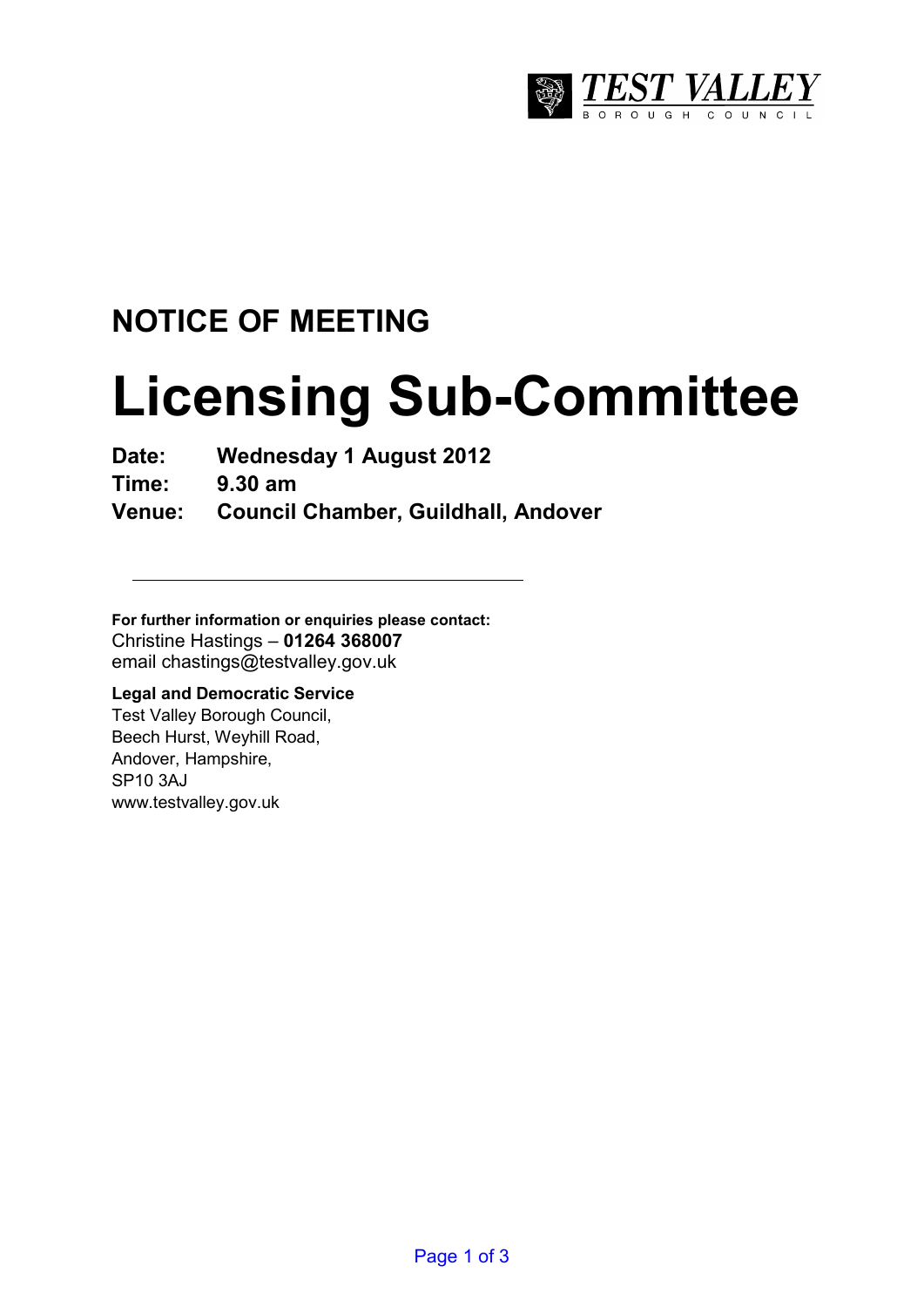TEST VALLEY BOROUGH COUNCIL

## NOTICE OF MEETING

# Licensing Sub-Committee

**Date:** **Wednesday 1 August 2012**
**Time:** **9.30 am**
**Venue:** **Council Chamber, Guildhall, Andover**

---

**For further information or enquiries please contact:**
Christine Hastings – **01264 368007**
email chastings@testvalley.gov.uk

**Legal and Democratic Service**
Test Valley Borough Council,
Beech Hurst, Weyhill Road,
Andover, Hampshire,
SP10 3AJ
www.testvalley.gov.uk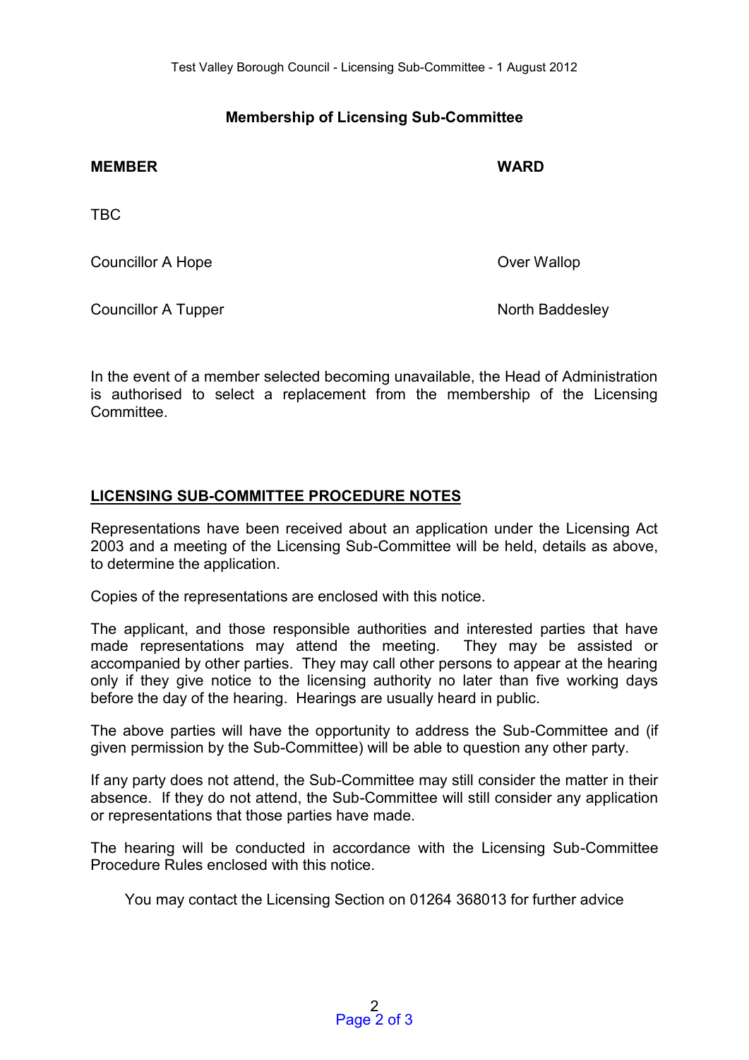## Membership of Licensing Sub-Committee

| MEMBER | WARD |
| --- | --- |
| TBC | |
| Councillor A Hope | Over Wallop |
| Councillor A Tupper | North Baddesley |

In the event of a member selected becoming unavailable, the Head of Administration is authorised to select a replacement from the membership of the Licensing Committee.

## LICENSING SUB-COMMITTEE PROCEDURE NOTES

Representations have been received about an application under the Licensing Act 2003 and a meeting of the Licensing Sub-Committee will be held, details as above, to determine the application.

Copies of the representations are enclosed with this notice.

The applicant, and those responsible authorities and interested parties that have made representations may attend the meeting. They may be assisted or accompanied by other parties. They may call other persons to appear at the hearing only if they give notice to the licensing authority no later than five working days before the day of the hearing. Hearings are usually heard in public.

The above parties will have the opportunity to address the Sub-Committee and (if given permission by the Sub-Committee) will be able to question any other party.

If any party does not attend, the Sub-Committee may still consider the matter in their absence. If they do not attend, the Sub-Committee will still consider any application or representations that those parties have made.

The hearing will be conducted in accordance with the Licensing Sub-Committee Procedure Rules enclosed with this notice.

You may contact the Licensing Section on 01264 368013 for further advice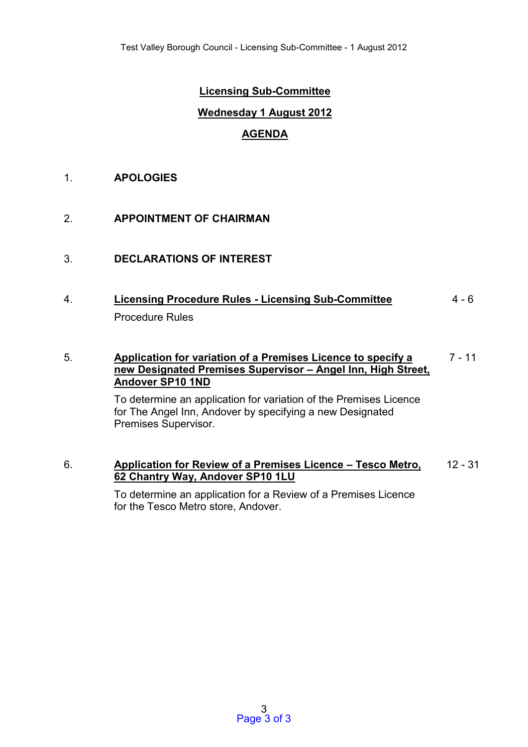# Licensing Sub-Committee

## Wednesday 1 August 2012

## AGENDA

1. **APOLOGIES**

2. **APPOINTMENT OF CHAIRMAN**

3. **DECLARATIONS OF INTEREST**

4. **Licensing Procedure Rules - Licensing Sub-Committee** 4 - 6

   Procedure Rules

5. **Application for variation of a Premises Licence to specify a new Designated Premises Supervisor – Angel Inn, High Street, Andover SP10 1ND** 7 - 11

   To determine an application for variation of the Premises Licence for The Angel Inn, Andover by specifying a new Designated Premises Supervisor.

6. **Application for Review of a Premises Licence – Tesco Metro, 62 Chantry Way, Andover SP10 1LU** 12 - 31

   To determine an application for a Review of a Premises Licence for the Tesco Metro store, Andover.